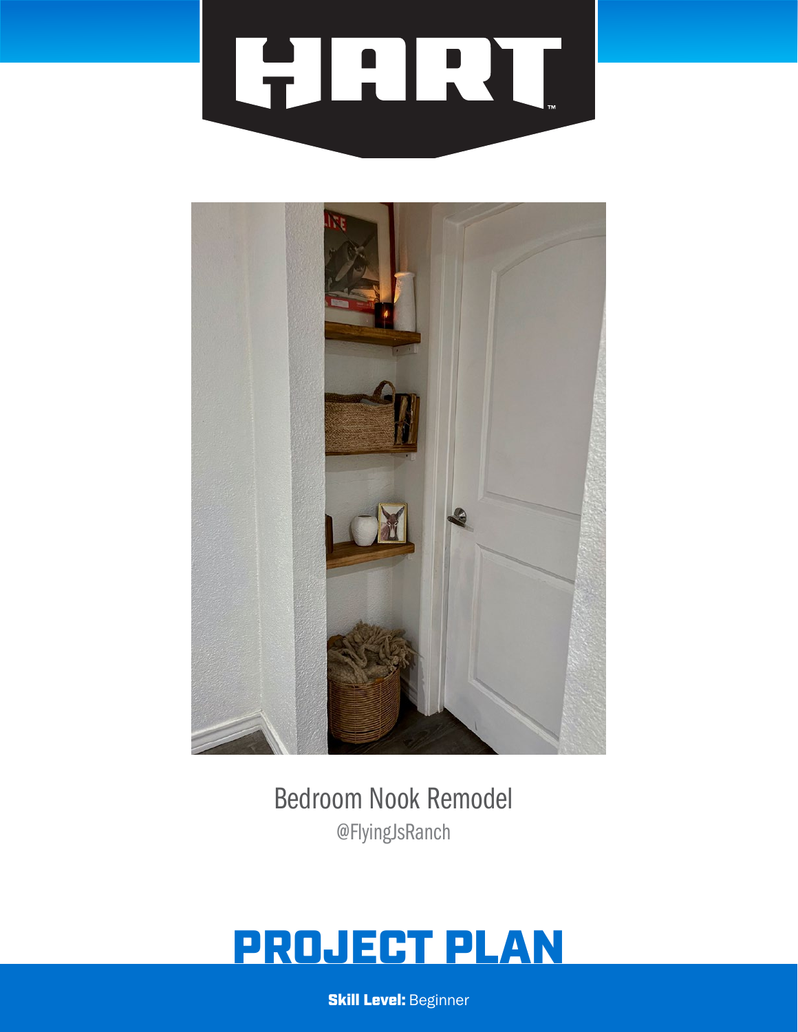HART

Bedroom Nook Remodel

@FlyingJsRanch

# PROJECT PLAN

**Skill Level:** Beginner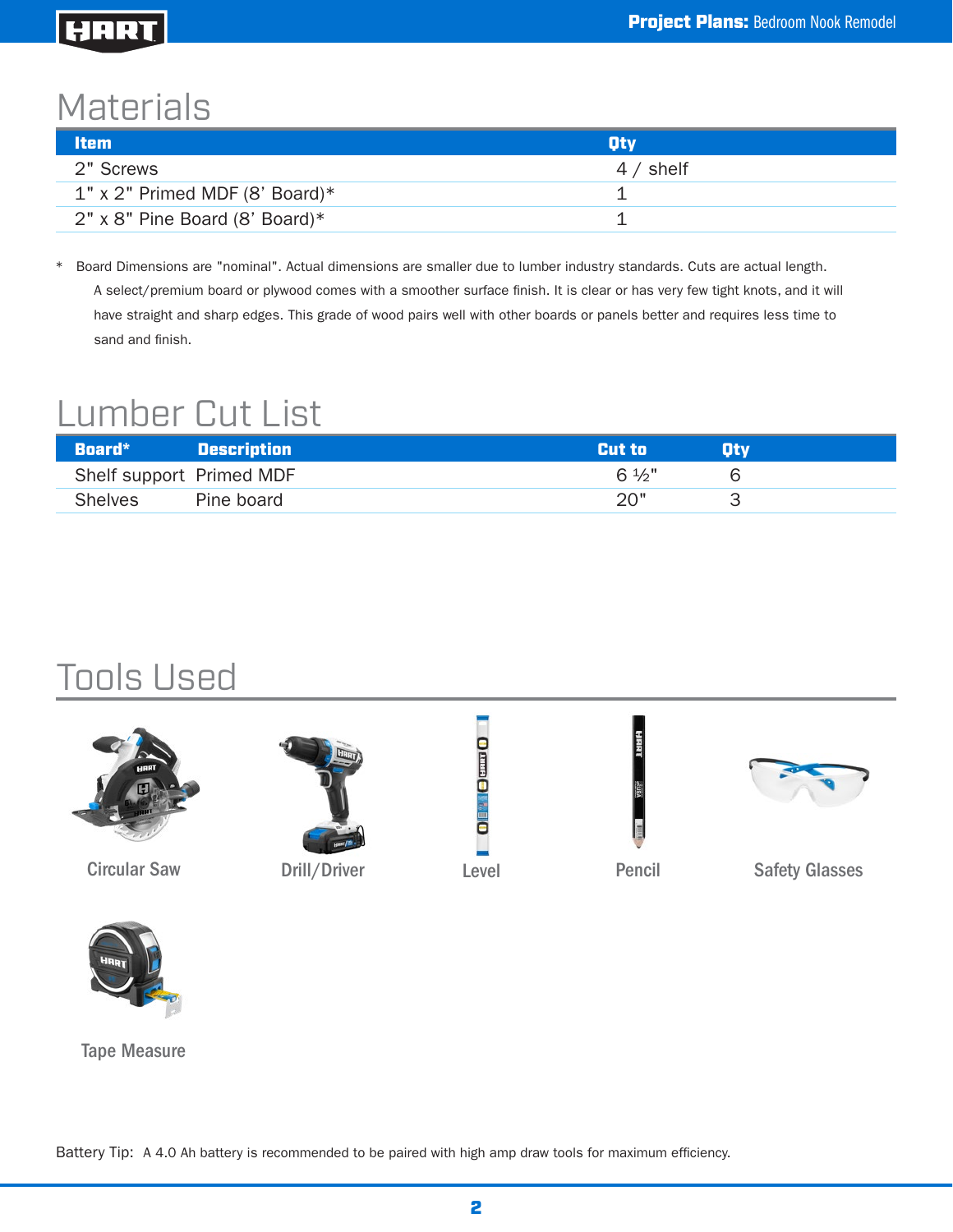## Materials

| Item | Qty |
| --- | --- |
| 2" Screws | 4 / shelf |
| 1" x 2" Primed MDF (8' Board)* | 1 |
| 2" x 8" Pine Board (8' Board)* | 1 |

* Board Dimensions are "nominal". Actual dimensions are smaller due to lumber industry standards. Cuts are actual length. A select/premium board or plywood comes with a smoother surface finish. It is clear or has very few tight knots, and it will have straight and sharp edges. This grade of wood pairs well with other boards or panels better and requires less time to sand and finish.

## Lumber Cut List

| Board* | Description | Cut to | Qty |
| --- | --- | --- | --- |
| Shelf support | Primed MDF | 6 ½" | 6 |
| Shelves | Pine board | 20" | 3 |

## Tools Used

Circular Saw

Drill/Driver

Level

Pencil

Safety Glasses

Tape Measure

Battery Tip: A 4.0 Ah battery is recommended to be paired with high amp draw tools for maximum efficiency.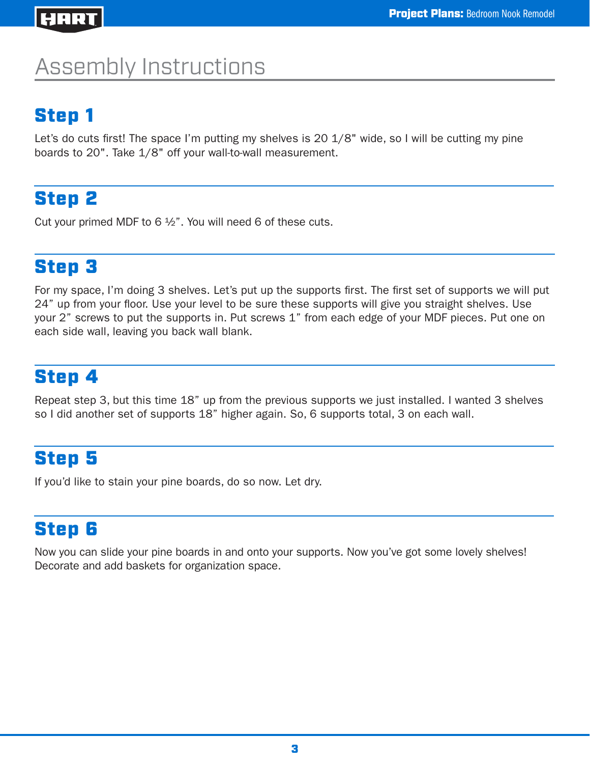# Assembly Instructions

## Step 1

Let's do cuts first! The space I'm putting my shelves is 20 1/8" wide, so I will be cutting my pine boards to 20". Take 1/8" off your wall-to-wall measurement.

## Step 2

Cut your primed MDF to 6 ½". You will need 6 of these cuts.

## Step 3

For my space, I'm doing 3 shelves. Let's put up the supports first. The first set of supports we will put 24" up from your floor. Use your level to be sure these supports will give you straight shelves. Use your 2" screws to put the supports in. Put screws 1" from each edge of your MDF pieces. Put one on each side wall, leaving you back wall blank.

## Step 4

Repeat step 3, but this time 18" up from the previous supports we just installed. I wanted 3 shelves so I did another set of supports 18" higher again. So, 6 supports total, 3 on each wall.

## Step 5

If you'd like to stain your pine boards, do so now. Let dry.

## Step 6

Now you can slide your pine boards in and onto your supports. Now you've got some lovely shelves! Decorate and add baskets for organization space.